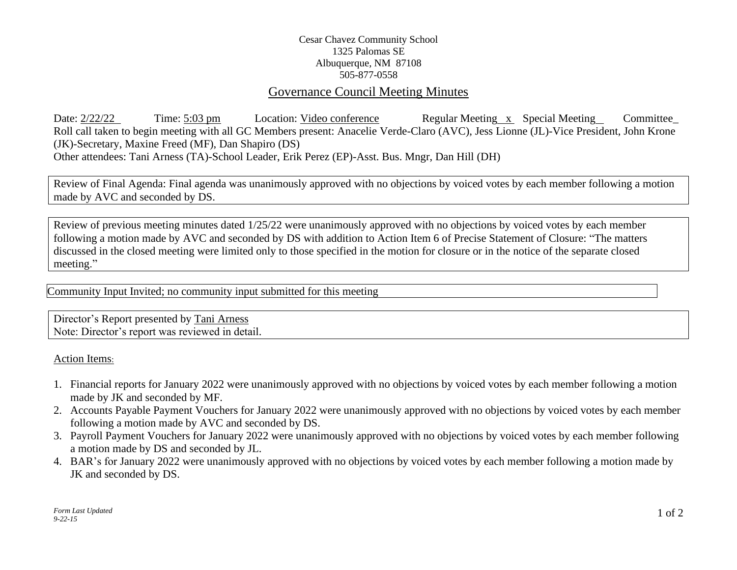Cesar Chavez Community School
1325 Palomas SE
Albuquerque, NM 87108
505-877-0558

# Governance Council Meeting Minutes

Date: 2/22/22 Time: 5:03 pm Location: Video conference Regular Meeting x Special Meeting__ Committee_

Roll call taken to begin meeting with all GC Members present: Anacelie Verde-Claro (AVC), Jess Lionne (JL)-Vice President, John Krone (JK)-Secretary, Maxine Freed (MF), Dan Shapiro (DS)

Other attendees: Tani Arness (TA)-School Leader, Erik Perez (EP)-Asst. Bus. Mngr, Dan Hill (DH)

Review of Final Agenda: Final agenda was unanimously approved with no objections by voiced votes by each member following a motion made by AVC and seconded by DS.

Review of previous meeting minutes dated 1/25/22 were unanimously approved with no objections by voiced votes by each member following a motion made by AVC and seconded by DS with addition to Action Item 6 of Precise Statement of Closure: "The matters discussed in the closed meeting were limited only to those specified in the motion for closure or in the notice of the separate closed meeting."

Community Input Invited; no community input submitted for this meeting

Director's Report presented by Tani Arness
Note: Director's report was reviewed in detail.

Action Items:

1. Financial reports for January 2022 were unanimously approved with no objections by voiced votes by each member following a motion made by JK and seconded by MF.
2. Accounts Payable Payment Vouchers for January 2022 were unanimously approved with no objections by voiced votes by each member following a motion made by AVC and seconded by DS.
3. Payroll Payment Vouchers for January 2022 were unanimously approved with no objections by voiced votes by each member following a motion made by DS and seconded by JL.
4. BAR's for January 2022 were unanimously approved with no objections by voiced votes by each member following a motion made by JK and seconded by DS.

*Form Last Updated 9-22-15*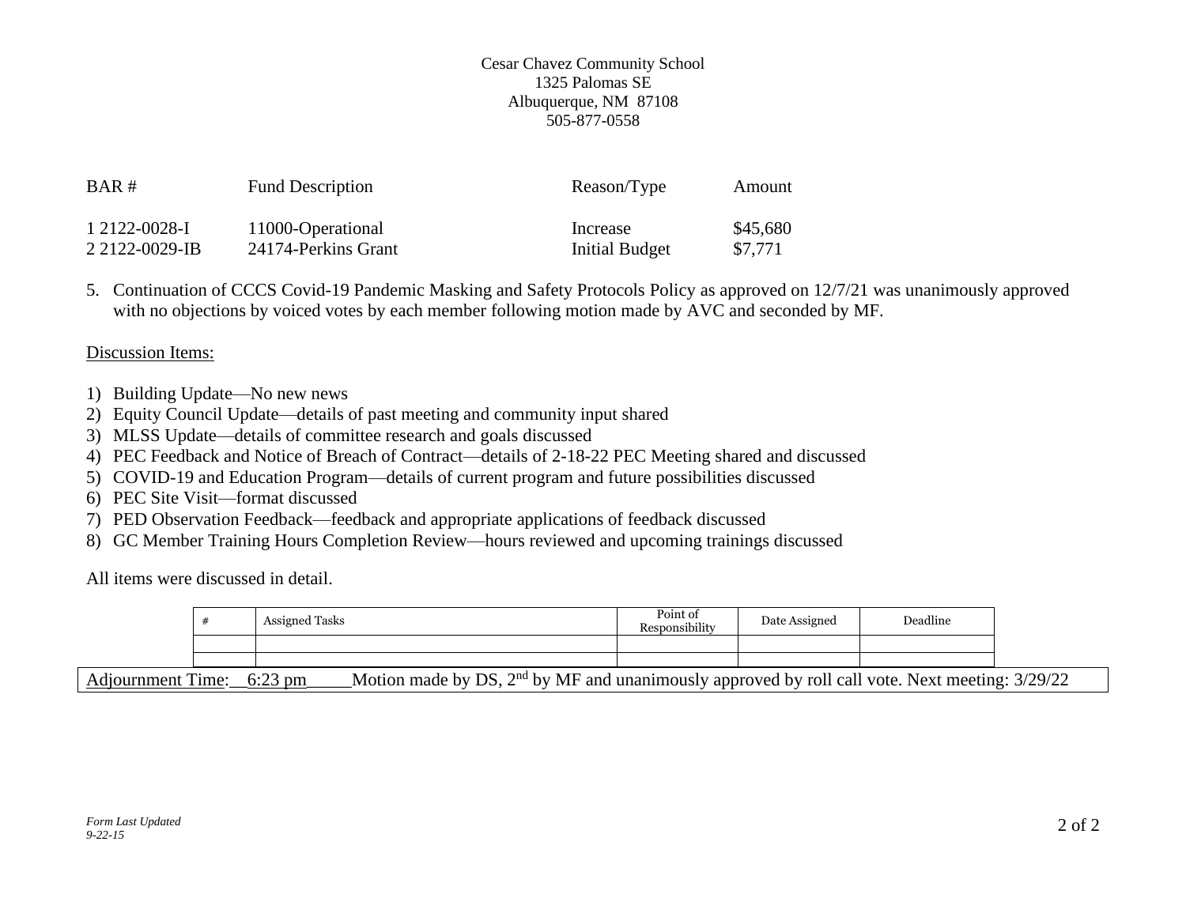Cesar Chavez Community School
1325 Palomas SE
Albuquerque, NM 87108
505-877-0558

| BAR # | Fund Description | Reason/Type | Amount |
|---|---|---|---|
| 1 2122-0028-I | 11000-Operational | Increase | $45,680 |
| 2 2122-0029-IB | 24174-Perkins Grant | Initial Budget | $7,771 |

5. Continuation of CCCS Covid-19 Pandemic Masking and Safety Protocols Policy as approved on 12/7/21 was unanimously approved with no objections by voiced votes by each member following motion made by AVC and seconded by MF.

Discussion Items:

1) Building Update—No new news
2) Equity Council Update—details of past meeting and community input shared
3) MLSS Update—details of committee research and goals discussed
4) PEC Feedback and Notice of Breach of Contract—details of 2-18-22 PEC Meeting shared and discussed
5) COVID-19 and Education Program—details of current program and future possibilities discussed
6) PEC Site Visit—format discussed
7) PED Observation Feedback—feedback and appropriate applications of feedback discussed
8) GC Member Training Hours Completion Review—hours reviewed and upcoming trainings discussed

All items were discussed in detail.

| # | Assigned Tasks | Point of Responsibility | Date Assigned | Deadline |
|---|---|---|---|---|
| | | | | |
| | | | | |

Adjournment Time: 6:23 pm Motion made by DS, 2nd by MF and unanimously approved by roll call vote. Next meeting: 3/29/22

*Form Last Updated 9-22-15*